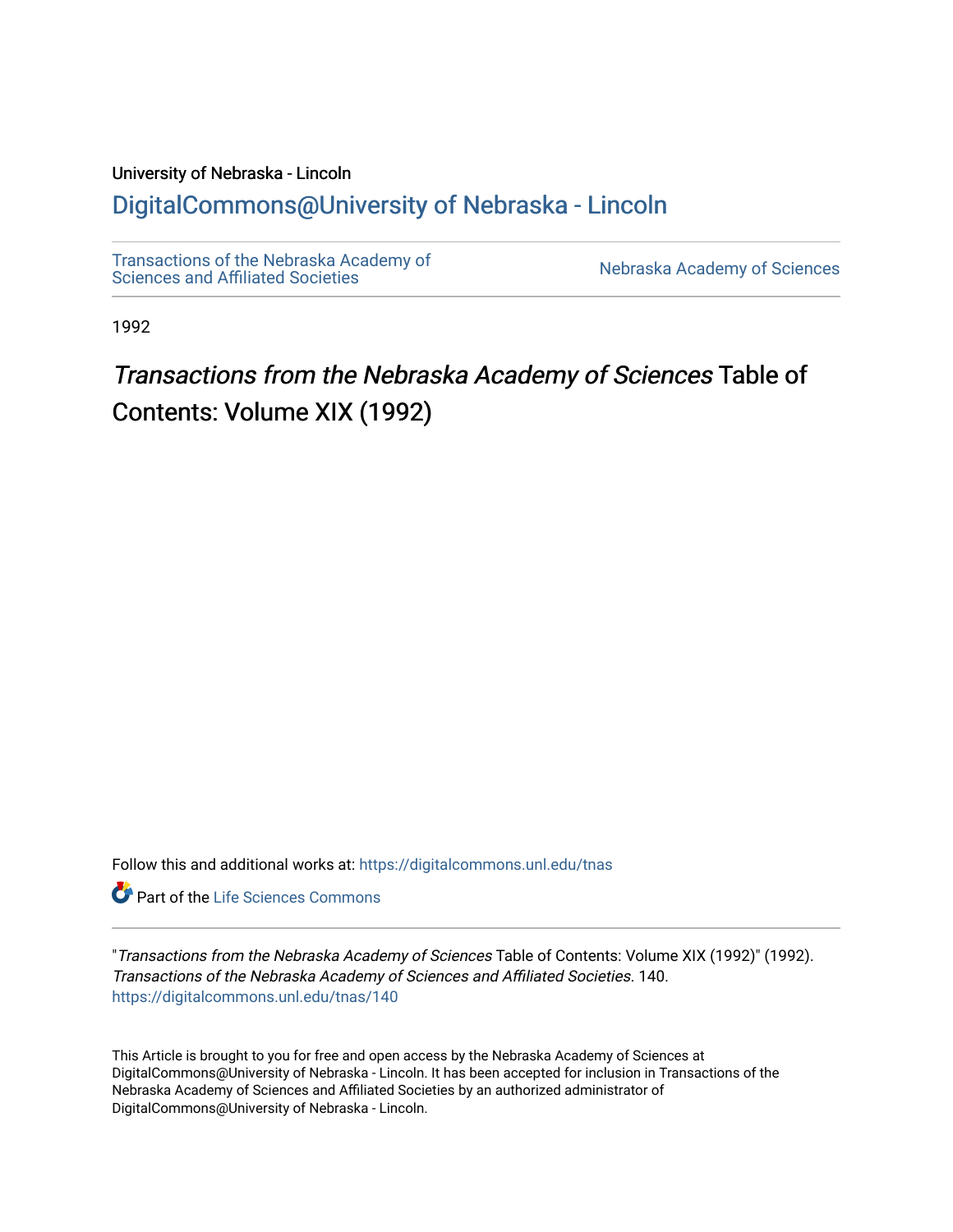University of Nebraska - Lincoln

## DigitalCommons@University of Nebraska - Lincoln

Transactions of the Nebraska Academy of Sciences and Affiliated Societies | Nebraska Academy of Sciences

1992

# *Transactions from the Nebraska Academy of Sciences* Table of Contents: Volume XIX (1992)

Follow this and additional works at: https://digitalcommons.unl.edu/tnas

Part of the Life Sciences Commons

"*Transactions from the Nebraska Academy of Sciences* Table of Contents: Volume XIX (1992)" (1992). *Transactions of the Nebraska Academy of Sciences and Affiliated Societies*. 140.
https://digitalcommons.unl.edu/tnas/140

This Article is brought to you for free and open access by the Nebraska Academy of Sciences at DigitalCommons@University of Nebraska - Lincoln. It has been accepted for inclusion in Transactions of the Nebraska Academy of Sciences and Affiliated Societies by an authorized administrator of DigitalCommons@University of Nebraska - Lincoln.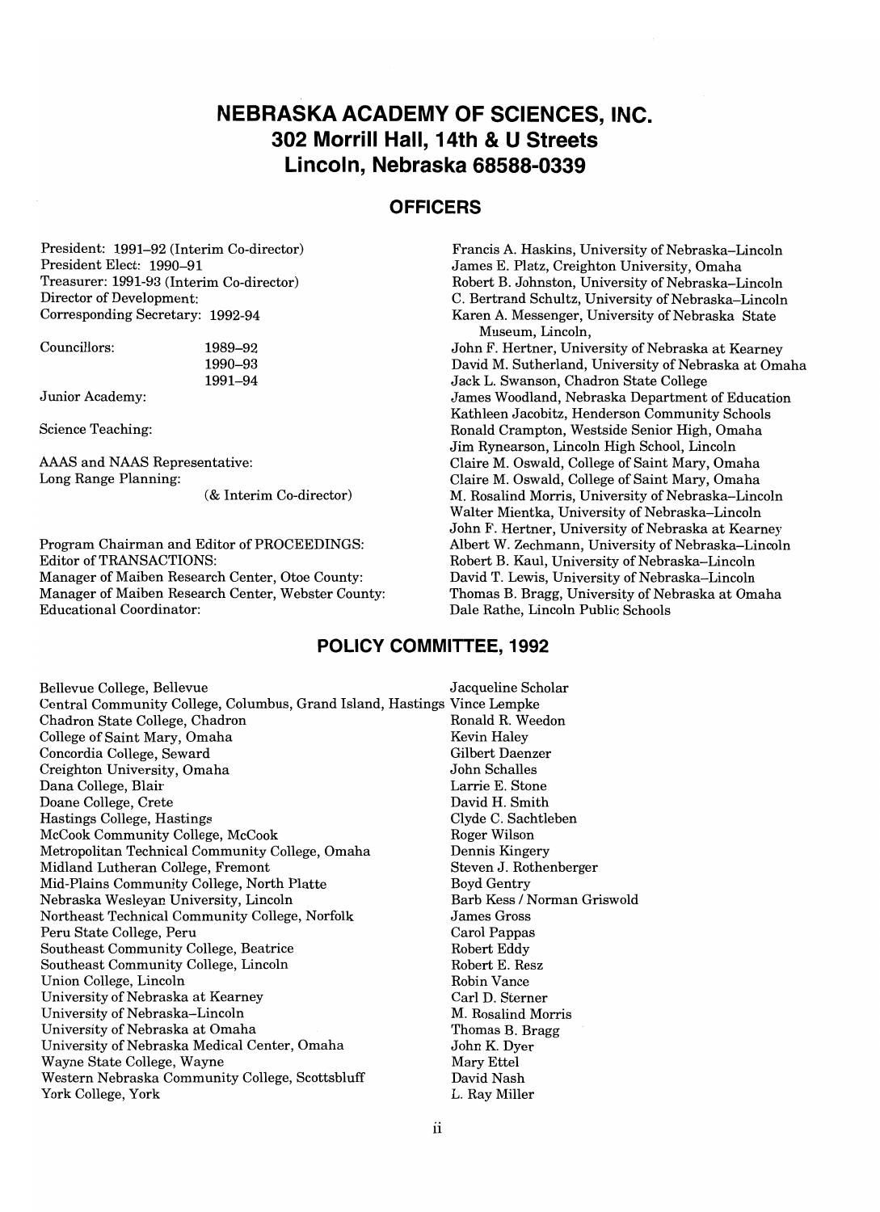# NEBRASKA ACADEMY OF SCIENCES, INC.
## 302 Morrill Hall, 14th & U Streets
## Lincoln, Nebraska 68588-0339

### OFFICERS

| Office | Name |
|---|---|
| President: 1991–92 (Interim Co-director) | Francis A. Haskins, University of Nebraska–Lincoln |
| President Elect: 1990–91 | James E. Platz, Creighton University, Omaha |
| Treasurer: 1991-93 (Interim Co-director) | Robert B. Johnston, University of Nebraska–Lincoln |
| Director of Development: | C. Bertrand Schultz, University of Nebraska–Lincoln |
| Corresponding Secretary: 1992-94 | Karen A. Messenger, University of Nebraska State Museum, Lincoln, |
| Councillors: 1989–92 | John F. Hertner, University of Nebraska at Kearney |
| 1990–93 | David M. Sutherland, University of Nebraska at Omaha |
| 1991–94 | Jack L. Swanson, Chadron State College |
| Junior Academy: | James Woodland, Nebraska Department of Education |
| | Kathleen Jacobitz, Henderson Community Schools |
| Science Teaching: | Ronald Crampton, Westside Senior High, Omaha |
| | Jim Rynearson, Lincoln High School, Lincoln |
| AAAS and NAAS Representative: | Claire M. Oswald, College of Saint Mary, Omaha |
| Long Range Planning: | Claire M. Oswald, College of Saint Mary, Omaha |
| (& Interim Co-director) | M. Rosalind Morris, University of Nebraska–Lincoln |
| | Walter Mientka, University of Nebraska–Lincoln |
| | John F. Hertner, University of Nebraska at Kearney |
| Program Chairman and Editor of PROCEEDINGS: | Albert W. Zechmann, University of Nebraska–Lincoln |
| Editor of TRANSACTIONS: | Robert B. Kaul, University of Nebraska–Lincoln |
| Manager of Maiben Research Center, Otoe County: | David T. Lewis, University of Nebraska–Lincoln |
| Manager of Maiben Research Center, Webster County: | Thomas B. Bragg, University of Nebraska at Omaha |
| Educational Coordinator: | Dale Rathe, Lincoln Public Schools |

### POLICY COMMITTEE, 1992

| Institution | Representative |
|---|---|
| Bellevue College, Bellevue | Jacqueline Scholar |
| Central Community College, Columbus, Grand Island, Hastings | Vince Lempke |
| Chadron State College, Chadron | Ronald R. Weedon |
| College of Saint Mary, Omaha | Kevin Haley |
| Concordia College, Seward | Gilbert Daenzer |
| Creighton University, Omaha | John Schalles |
| Dana College, Blair | Larrie E. Stone |
| Doane College, Crete | David H. Smith |
| Hastings College, Hastings | Clyde C. Sachtleben |
| McCook Community College, McCook | Roger Wilson |
| Metropolitan Technical Community College, Omaha | Dennis Kingery |
| Midland Lutheran College, Fremont | Steven J. Rothenberger |
| Mid-Plains Community College, North Platte | Boyd Gentry |
| Nebraska Wesleyan University, Lincoln | Barb Kess / Norman Griswold |
| Northeast Technical Community College, Norfolk | James Gross |
| Peru State College, Peru | Carol Pappas |
| Southeast Community College, Beatrice | Robert Eddy |
| Southeast Community College, Lincoln | Robert E. Resz |
| Union College, Lincoln | Robin Vance |
| University of Nebraska at Kearney | Carl D. Sterner |
| University of Nebraska–Lincoln | M. Rosalind Morris |
| University of Nebraska at Omaha | Thomas B. Bragg |
| University of Nebraska Medical Center, Omaha | John K. Dyer |
| Wayne State College, Wayne | Mary Ettel |
| Western Nebraska Community College, Scottsbluff | David Nash |
| York College, York | L. Ray Miller |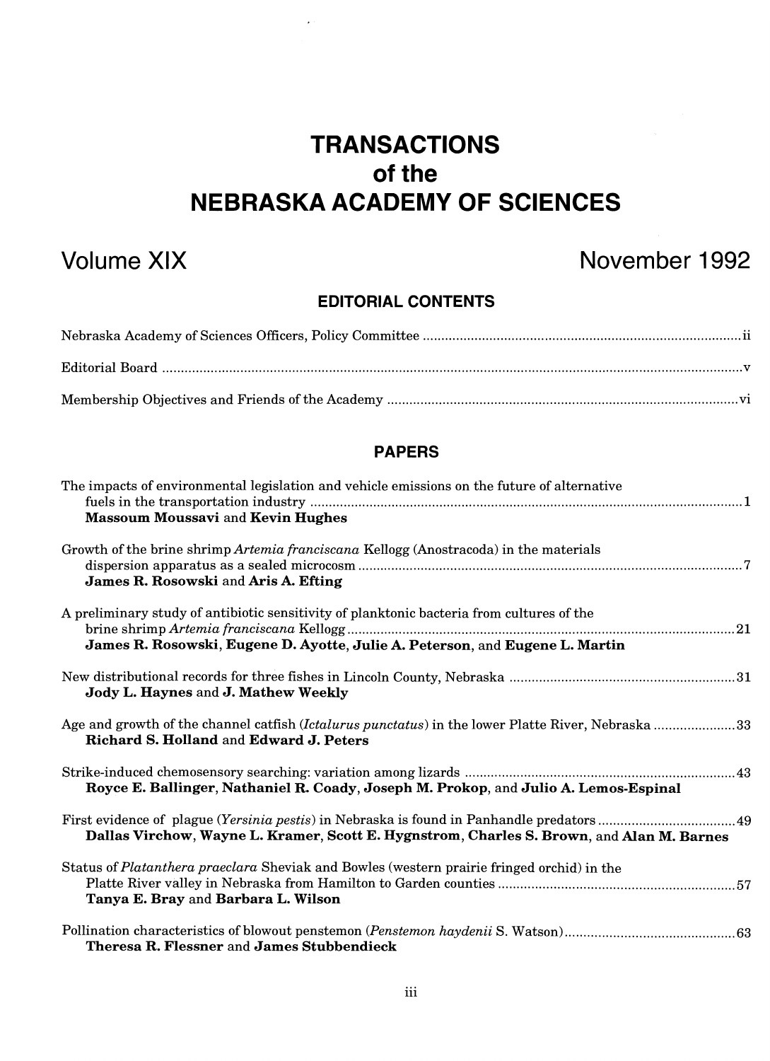# TRANSACTIONS
# of the
# NEBRASKA ACADEMY OF SCIENCES

## Volume XIX November 1992

### EDITORIAL CONTENTS

Nebraska Academy of Sciences Officers, Policy Committee ..... ii

Editorial Board ..... v

Membership Objectives and Friends of the Academy ..... vi

### PAPERS

The impacts of environmental legislation and vehicle emissions on the future of alternative fuels in the transportation industry ..... 1
**Massoum Moussavi** and **Kevin Hughes**

Growth of the brine shrimp *Artemia franciscana* Kellogg (Anostracoda) in the materials dispersion apparatus as a sealed microcosm ..... 7
**James R. Rosowski** and **Aris A. Efting**

A preliminary study of antibiotic sensitivity of planktonic bacteria from cultures of the brine shrimp *Artemia franciscana* Kellogg ..... 21
**James R. Rosowski, Eugene D. Ayotte, Julie A. Peterson,** and **Eugene L. Martin**

New distributional records for three fishes in Lincoln County, Nebraska ..... 31
**Jody L. Haynes** and **J. Mathew Weekly**

Age and growth of the channel catfish (*Ictalurus punctatus*) in the lower Platte River, Nebraska ..... 33
**Richard S. Holland** and **Edward J. Peters**

Strike-induced chemosensory searching: variation among lizards ..... 43
**Royce E. Ballinger, Nathaniel R. Coady, Joseph M. Prokop,** and **Julio A. Lemos-Espinal**

First evidence of plague (*Yersinia pestis*) in Nebraska is found in Panhandle predators ..... 49
**Dallas Virchow, Wayne L. Kramer, Scott E. Hygnstrom, Charles S. Brown,** and **Alan M. Barnes**

Status of *Platanthera praeclara* Sheviak and Bowles (western prairie fringed orchid) in the Platte River valley in Nebraska from Hamilton to Garden counties ..... 57
**Tanya E. Bray** and **Barbara L. Wilson**

Pollination characteristics of blowout penstemon (*Penstemon haydenii* S. Watson) ..... 63
**Theresa R. Flessner** and **James Stubbendieck**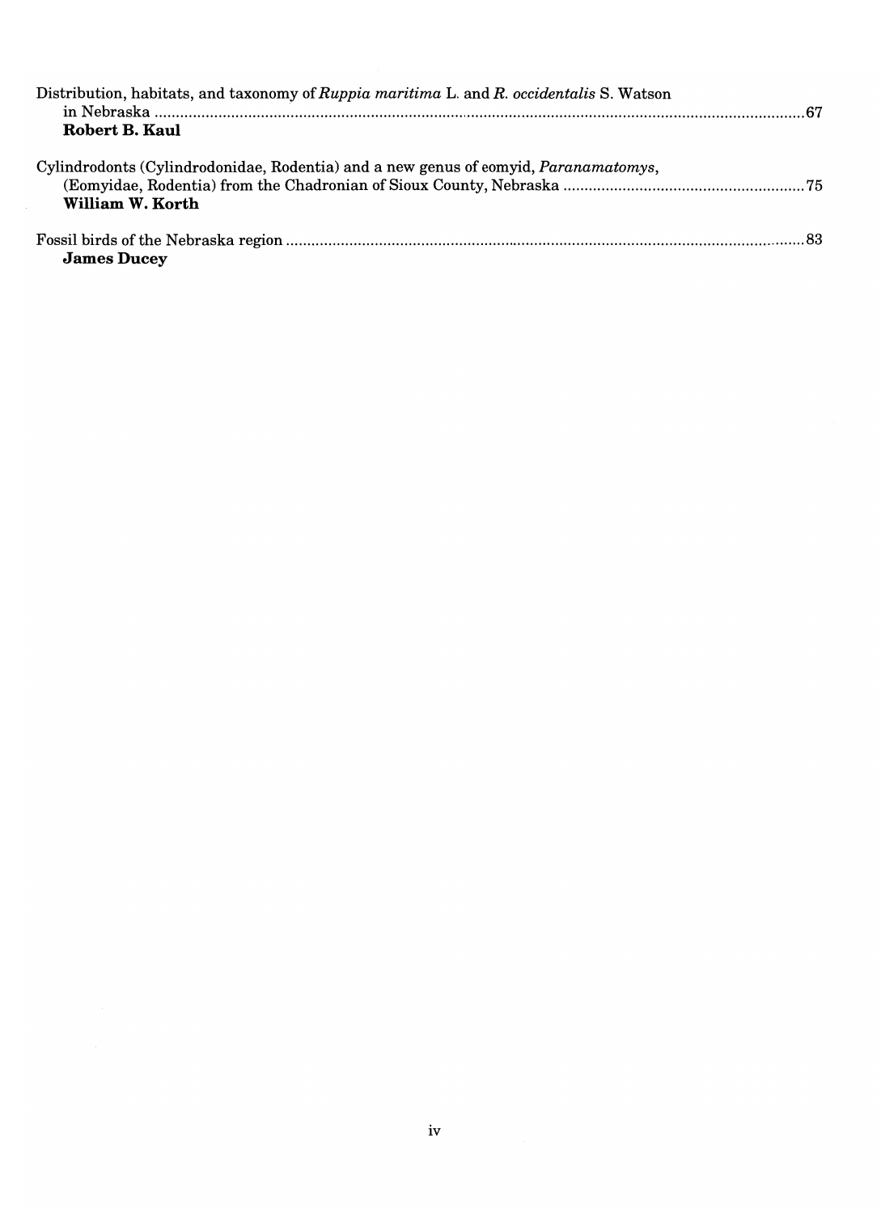Distribution, habitats, and taxonomy of *Ruppia maritima* L. and *R. occidentalis* S. Watson in Nebraska ........................................ 67
**Robert B. Kaul**

Cylindrodonts (Cylindrodonidae, Rodentia) and a new genus of eomyid, *Paranamatomys*, (Eomyidae, Rodentia) from the Chadronian of Sioux County, Nebraska ........................................ 75
**William W. Korth**

Fossil birds of the Nebraska region ........................................ 83
**James Ducey**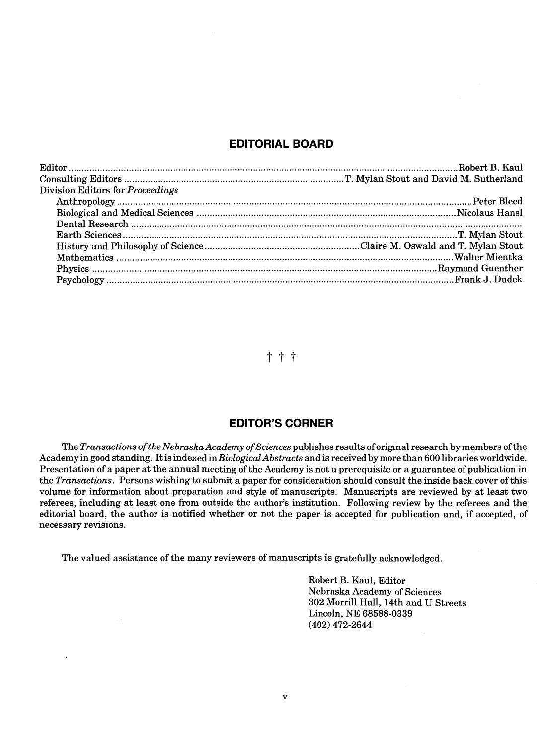## EDITORIAL BOARD

| | |
|---|---|
| Editor | Robert B. Kaul |
| Consulting Editors | T. Mylan Stout and David M. Sutherland |
| Division Editors for *Proceedings* | |
| Anthropology | Peter Bleed |
| Biological and Medical Sciences | Nicolaus Hansl |
| Dental Research | |
| Earth Sciences | T. Mylan Stout |
| History and Philosophy of Science | Claire M. Oswald and T. Mylan Stout |
| Mathematics | Walter Mientka |
| Physics | Raymond Guenther |
| Psychology | Frank J. Dudek |

† † †

## EDITOR'S CORNER

The *Transactions of the Nebraska Academy of Sciences* publishes results of original research by members of the Academy in good standing. It is indexed in *Biological Abstracts* and is received by more than 600 libraries worldwide. Presentation of a paper at the annual meeting of the Academy is not a prerequisite or a guarantee of publication in the *Transactions*. Persons wishing to submit a paper for consideration should consult the inside back cover of this volume for information about preparation and style of manuscripts. Manuscripts are reviewed by at least two referees, including at least one from outside the author's institution. Following review by the referees and the editorial board, the author is notified whether or not the paper is accepted for publication and, if accepted, of necessary revisions.

The valued assistance of the many reviewers of manuscripts is gratefully acknowledged.

Robert B. Kaul, Editor
Nebraska Academy of Sciences
302 Morrill Hall, 14th and U Streets
Lincoln, NE 68588-0339
(402) 472-2644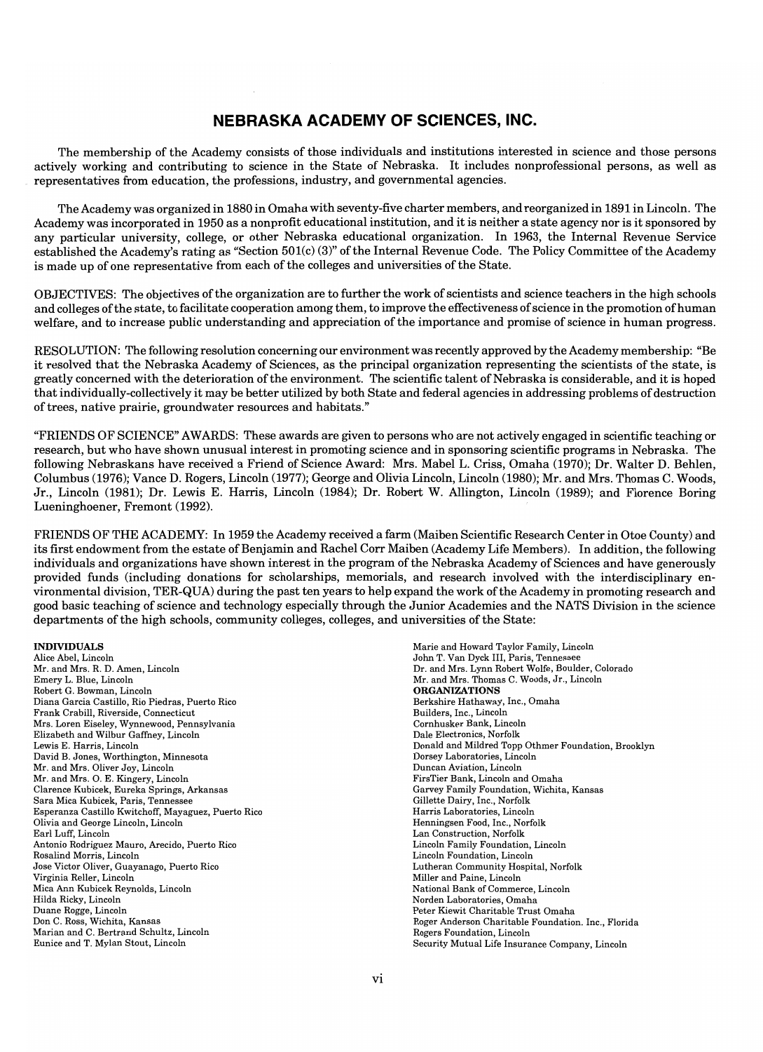# NEBRASKA ACADEMY OF SCIENCES, INC.

The membership of the Academy consists of those individuals and institutions interested in science and those persons actively working and contributing to science in the State of Nebraska. It includes nonprofessional persons, as well as representatives from education, the professions, industry, and governmental agencies.

The Academy was organized in 1880 in Omaha with seventy-five charter members, and reorganized in 1891 in Lincoln. The Academy was incorporated in 1950 as a nonprofit educational institution, and it is neither a state agency nor is it sponsored by any particular university, college, or other Nebraska educational organization. In 1963, the Internal Revenue Service established the Academy's rating as "Section 501(c) (3)" of the Internal Revenue Code. The Policy Committee of the Academy is made up of one representative from each of the colleges and universities of the State.

OBJECTIVES: The objectives of the organization are to further the work of scientists and science teachers in the high schools and colleges of the state, to facilitate cooperation among them, to improve the effectiveness of science in the promotion of human welfare, and to increase public understanding and appreciation of the importance and promise of science in human progress.

RESOLUTION: The following resolution concerning our environment was recently approved by the Academy membership: "Be it resolved that the Nebraska Academy of Sciences, as the principal organization representing the scientists of the state, is greatly concerned with the deterioration of the environment. The scientific talent of Nebraska is considerable, and it is hoped that individually-collectively it may be better utilized by both State and federal agencies in addressing problems of destruction of trees, native prairie, groundwater resources and habitats."

"FRIENDS OF SCIENCE" AWARDS: These awards are given to persons who are not actively engaged in scientific teaching or research, but who have shown unusual interest in promoting science and in sponsoring scientific programs in Nebraska. The following Nebraskans have received a Friend of Science Award: Mrs. Mabel L. Criss, Omaha (1970); Dr. Walter D. Behlen, Columbus (1976); Vance D. Rogers, Lincoln (1977); George and Olivia Lincoln, Lincoln (1980); Mr. and Mrs. Thomas C. Woods, Jr., Lincoln (1981); Dr. Lewis E. Harris, Lincoln (1984); Dr. Robert W. Allington, Lincoln (1989); and Florence Boring Lueninghoener, Fremont (1992).

FRIENDS OF THE ACADEMY: In 1959 the Academy received a farm (Maiben Scientific Research Center in Otoe County) and its first endowment from the estate of Benjamin and Rachel Corr Maiben (Academy Life Members). In addition, the following individuals and organizations have shown interest in the program of the Nebraska Academy of Sciences and have generously provided funds (including donations for scholarships, memorials, and research involved with the interdisciplinary environmental division, TER-QUA) during the past ten years to help expand the work of the Academy in promoting research and good basic teaching of science and technology especially through the Junior Academies and the NATS Division in the science departments of the high schools, community colleges, colleges, and universities of the State:

**INDIVIDUALS**

Alice Abel, Lincoln
Mr. and Mrs. R. D. Amen, Lincoln
Emery L. Blue, Lincoln
Robert G. Bowman, Lincoln
Diana Garcia Castillo, Rio Piedras, Puerto Rico
Frank Crabill, Riverside, Connecticut
Mrs. Loren Eiseley, Wynnewood, Pennsylvania
Elizabeth and Wilbur Gaffney, Lincoln
Lewis E. Harris, Lincoln
David B. Jones, Worthington, Minnesota
Mr. and Mrs. Oliver Joy, Lincoln
Mr. and Mrs. O. E. Kingery, Lincoln
Clarence Kubicek, Eureka Springs, Arkansas
Sara Mica Kubicek, Paris, Tennessee
Esperanza Castillo Kwitchoff, Mayaguez, Puerto Rico
Olivia and George Lincoln, Lincoln
Earl Luff, Lincoln
Antonio Rodriguez Mauro, Arecido, Puerto Rico
Rosalind Morris, Lincoln
Jose Victor Oliver, Guayanago, Puerto Rico
Virginia Reller, Lincoln
Mica Ann Kubicek Reynolds, Lincoln
Hilda Ricky, Lincoln
Duane Rogge, Lincoln
Don C. Ross, Wichita, Kansas
Marian and C. Bertrand Schultz, Lincoln
Eunice and T. Mylan Stout, Lincoln
Marie and Howard Taylor Family, Lincoln
John T. Van Dyck III, Paris, Tennessee
Dr. and Mrs. Lynn Robert Wolfe, Boulder, Colorado
Mr. and Mrs. Thomas C. Woods, Jr., Lincoln

**ORGANIZATIONS**

Berkshire Hathaway, Inc., Omaha
Builders, Inc., Lincoln
Cornhusker Bank, Lincoln
Dale Electronics, Norfolk
Donald and Mildred Topp Othmer Foundation, Brooklyn
Dorsey Laboratories, Lincoln
Duncan Aviation, Lincoln
FirsTier Bank, Lincoln and Omaha
Garvey Family Foundation, Wichita, Kansas
Gillette Dairy, Inc., Norfolk
Harris Laboratories, Lincoln
Henningsen Food, Inc., Norfolk
Lan Construction, Norfolk
Lincoln Family Foundation, Lincoln
Lincoln Foundation, Lincoln
Lutheran Community Hospital, Norfolk
Miller and Paine, Lincoln
National Bank of Commerce, Lincoln
Norden Laboratories, Omaha
Peter Kiewit Charitable Trust Omaha
Roger Anderson Charitable Foundation. Inc., Florida
Rogers Foundation, Lincoln
Security Mutual Life Insurance Company, Lincoln